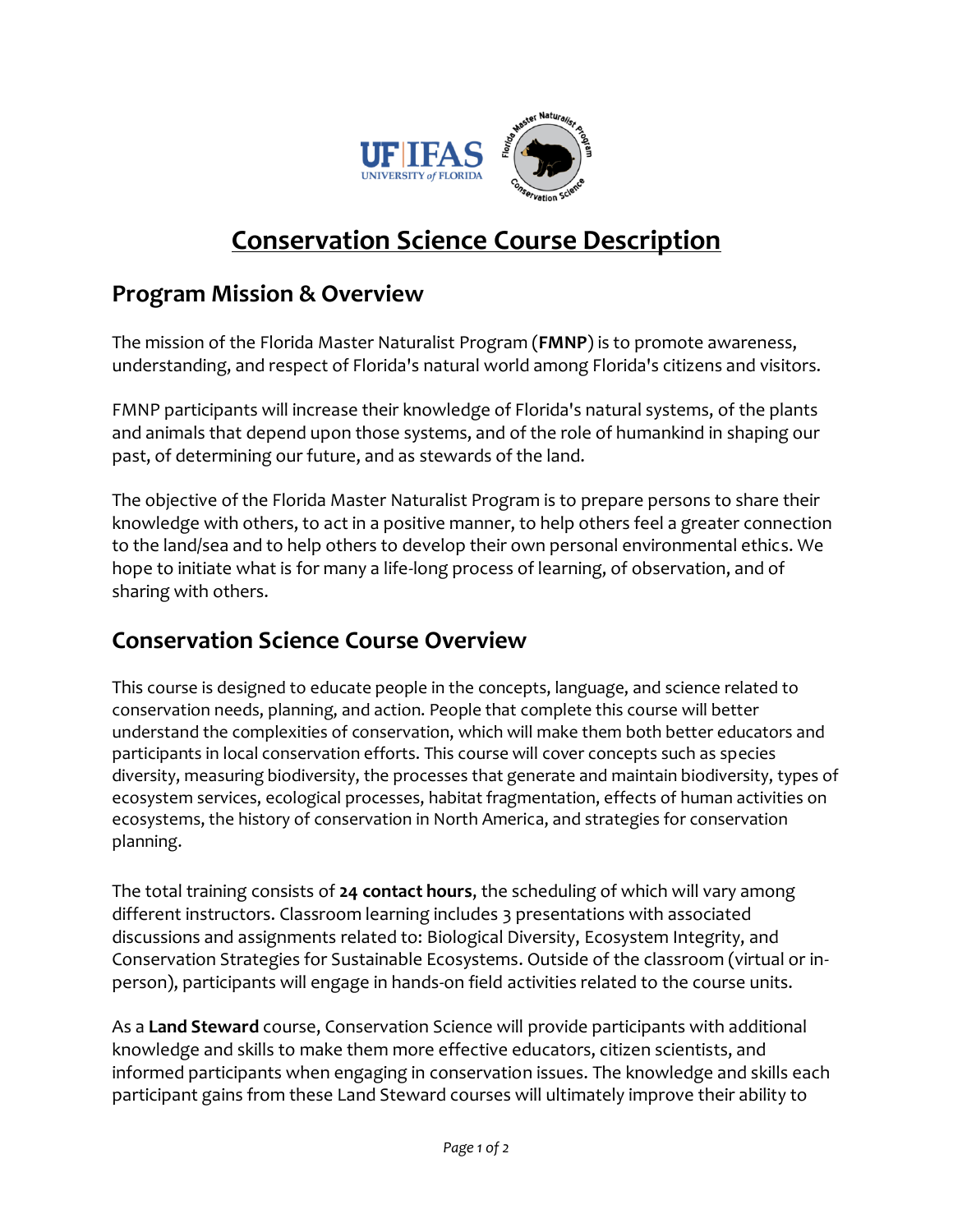# Conservation Science Course Description

## Program Mission & Overview

The mission of the Florida Master Naturalist Program (**FMNP**) is to promote awareness, understanding, and respect of Florida's natural world among Florida's citizens and visitors.

FMNP participants will increase their knowledge of Florida's natural systems, of the plants and animals that depend upon those systems, and of the role of humankind in shaping our past, of determining our future, and as stewards of the land.

The objective of the Florida Master Naturalist Program is to prepare persons to share their knowledge with others, to act in a positive manner, to help others feel a greater connection to the land/sea and to help others to develop their own personal environmental ethics. We hope to initiate what is for many a life-long process of learning, of observation, and of sharing with others.

## Conservation Science Course Overview

This course is designed to educate people in the concepts, language, and science related to conservation needs, planning, and action. People that complete this course will better understand the complexities of conservation, which will make them both better educators and participants in local conservation efforts. This course will cover concepts such as species diversity, measuring biodiversity, the processes that generate and maintain biodiversity, types of ecosystem services, ecological processes, habitat fragmentation, effects of human activities on ecosystems, the history of conservation in North America, and strategies for conservation planning.

The total training consists of **24 contact hours**, the scheduling of which will vary among different instructors. Classroom learning includes 3 presentations with associated discussions and assignments related to: Biological Diversity, Ecosystem Integrity, and Conservation Strategies for Sustainable Ecosystems. Outside of the classroom (virtual or in-person), participants will engage in hands-on field activities related to the course units.

As a **Land Steward** course, Conservation Science will provide participants with additional knowledge and skills to make them more effective educators, citizen scientists, and informed participants when engaging in conservation issues. The knowledge and skills each participant gains from these Land Steward courses will ultimately improve their ability to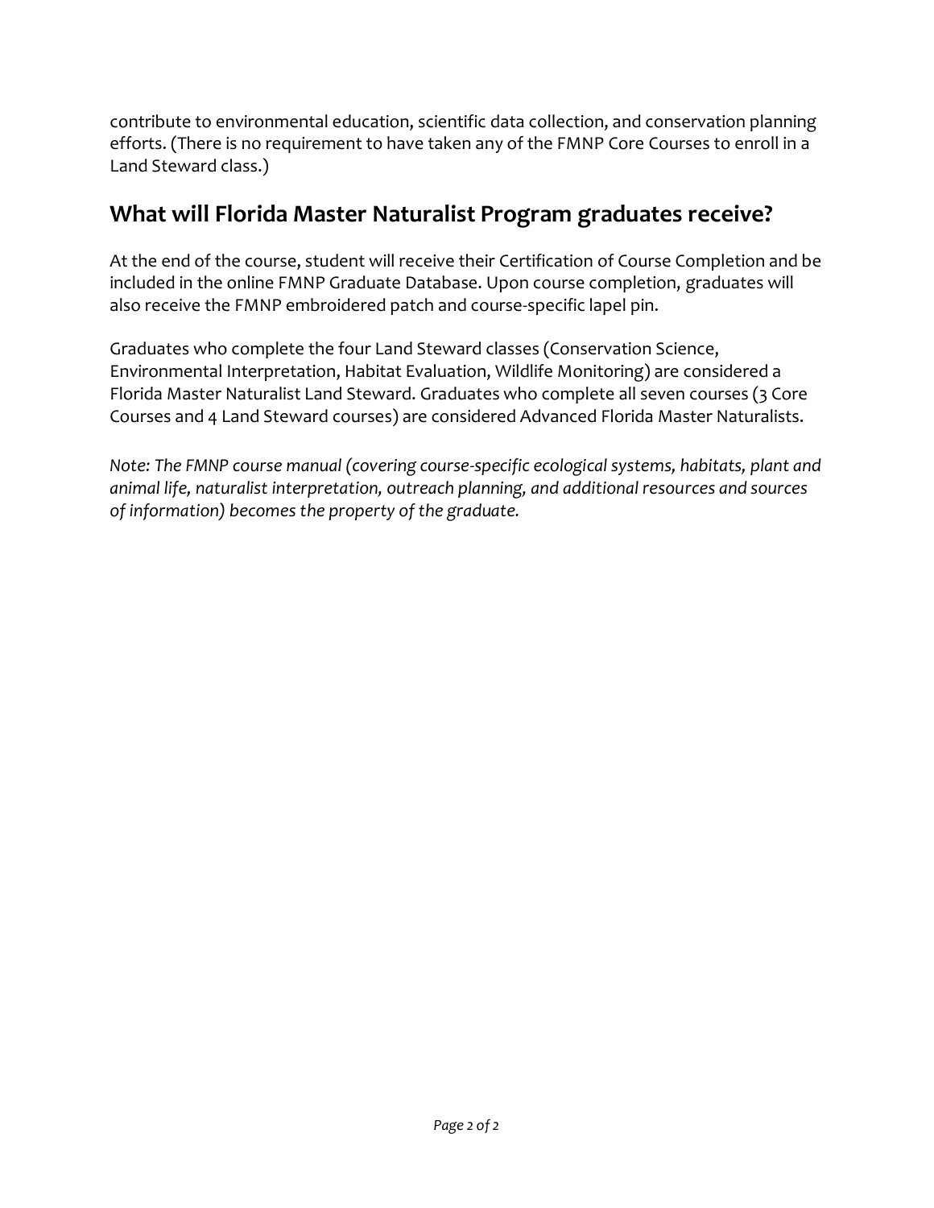contribute to environmental education, scientific data collection, and conservation planning efforts. (There is no requirement to have taken any of the FMNP Core Courses to enroll in a Land Steward class.)

## What will Florida Master Naturalist Program graduates receive?

At the end of the course, student will receive their Certification of Course Completion and be included in the online FMNP Graduate Database. Upon course completion, graduates will also receive the FMNP embroidered patch and course-specific lapel pin.

Graduates who complete the four Land Steward classes (Conservation Science, Environmental Interpretation, Habitat Evaluation, Wildlife Monitoring) are considered a Florida Master Naturalist Land Steward. Graduates who complete all seven courses (3 Core Courses and 4 Land Steward courses) are considered Advanced Florida Master Naturalists.

*Note: The FMNP course manual (covering course-specific ecological systems, habitats, plant and animal life, naturalist interpretation, outreach planning, and additional resources and sources of information) becomes the property of the graduate.*